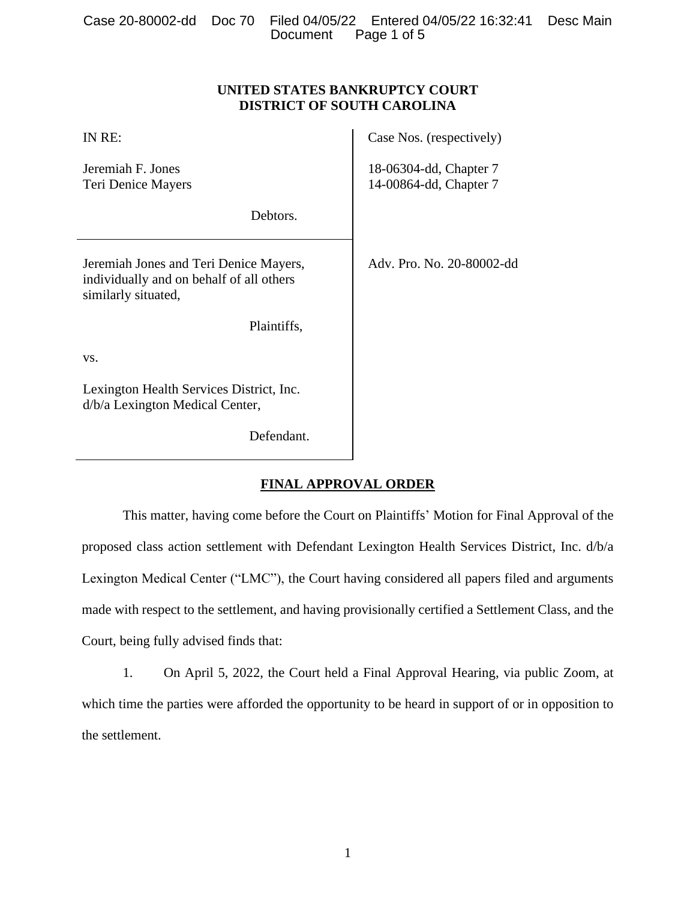**UNITED STATES BANKRUPTCY COURT**
**DISTRICT OF SOUTH CAROLINA**

| | |
|---|---|
| IN RE:<br><br>Jeremiah F. Jones<br>Teri Denice Mayers<br><br>Debtors. | Case Nos. (respectively)<br><br>18-06304-dd, Chapter 7<br>14-00864-dd, Chapter 7 |
| Jeremiah Jones and Teri Denice Mayers, individually and on behalf of all others similarly situated,<br><br>Plaintiffs,<br><br>vs.<br><br>Lexington Health Services District, Inc. d/b/a Lexington Medical Center,<br><br>Defendant. | Adv. Pro. No. 20-80002-dd |

## FINAL APPROVAL ORDER

This matter, having come before the Court on Plaintiffs' Motion for Final Approval of the proposed class action settlement with Defendant Lexington Health Services District, Inc. d/b/a Lexington Medical Center ("LMC"), the Court having considered all papers filed and arguments made with respect to the settlement, and having provisionally certified a Settlement Class, and the Court, being fully advised finds that:

1. On April 5, 2022, the Court held a Final Approval Hearing, via public Zoom, at which time the parties were afforded the opportunity to be heard in support of or in opposition to the settlement.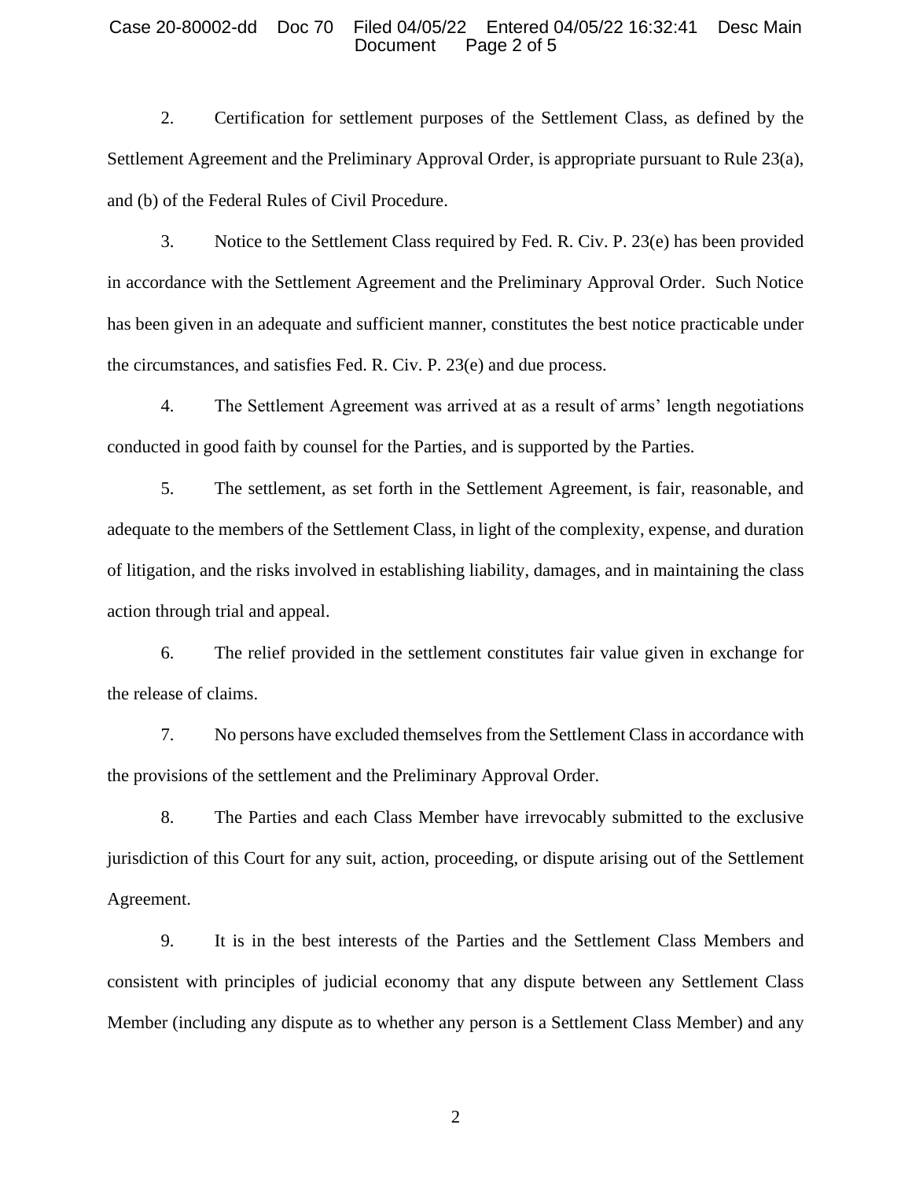2. Certification for settlement purposes of the Settlement Class, as defined by the Settlement Agreement and the Preliminary Approval Order, is appropriate pursuant to Rule 23(a), and (b) of the Federal Rules of Civil Procedure.

3. Notice to the Settlement Class required by Fed. R. Civ. P. 23(e) has been provided in accordance with the Settlement Agreement and the Preliminary Approval Order. Such Notice has been given in an adequate and sufficient manner, constitutes the best notice practicable under the circumstances, and satisfies Fed. R. Civ. P. 23(e) and due process.

4. The Settlement Agreement was arrived at as a result of arms' length negotiations conducted in good faith by counsel for the Parties, and is supported by the Parties.

5. The settlement, as set forth in the Settlement Agreement, is fair, reasonable, and adequate to the members of the Settlement Class, in light of the complexity, expense, and duration of litigation, and the risks involved in establishing liability, damages, and in maintaining the class action through trial and appeal.

6. The relief provided in the settlement constitutes fair value given in exchange for the release of claims.

7. No persons have excluded themselves from the Settlement Class in accordance with the provisions of the settlement and the Preliminary Approval Order.

8. The Parties and each Class Member have irrevocably submitted to the exclusive jurisdiction of this Court for any suit, action, proceeding, or dispute arising out of the Settlement Agreement.

9. It is in the best interests of the Parties and the Settlement Class Members and consistent with principles of judicial economy that any dispute between any Settlement Class Member (including any dispute as to whether any person is a Settlement Class Member) and any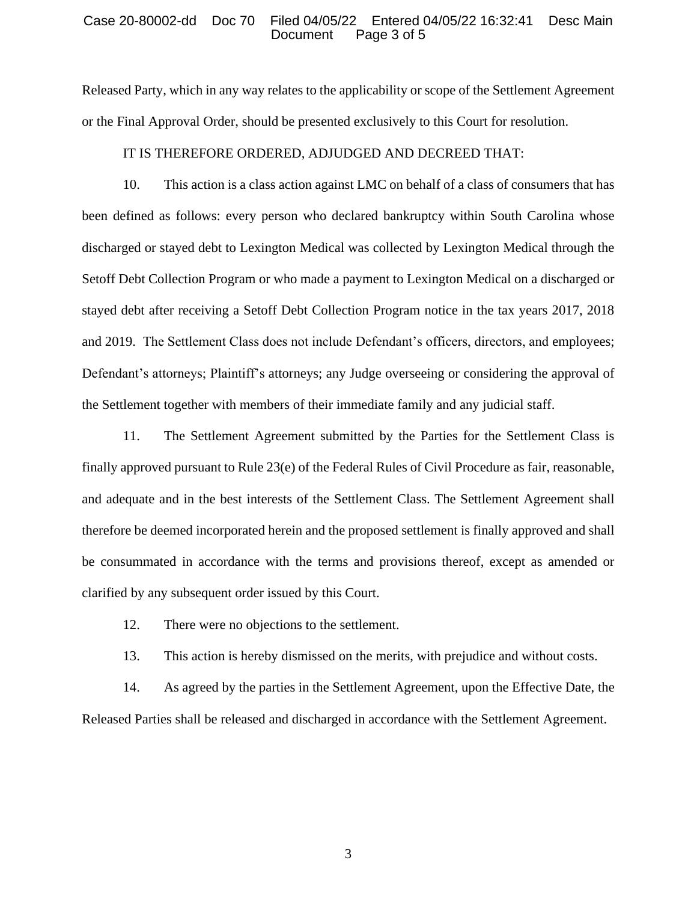Released Party, which in any way relates to the applicability or scope of the Settlement Agreement or the Final Approval Order, should be presented exclusively to this Court for resolution.

IT IS THEREFORE ORDERED, ADJUDGED AND DECREED THAT:

10. This action is a class action against LMC on behalf of a class of consumers that has been defined as follows: every person who declared bankruptcy within South Carolina whose discharged or stayed debt to Lexington Medical was collected by Lexington Medical through the Setoff Debt Collection Program or who made a payment to Lexington Medical on a discharged or stayed debt after receiving a Setoff Debt Collection Program notice in the tax years 2017, 2018 and 2019. The Settlement Class does not include Defendant's officers, directors, and employees; Defendant's attorneys; Plaintiff's attorneys; any Judge overseeing or considering the approval of the Settlement together with members of their immediate family and any judicial staff.

11. The Settlement Agreement submitted by the Parties for the Settlement Class is finally approved pursuant to Rule 23(e) of the Federal Rules of Civil Procedure as fair, reasonable, and adequate and in the best interests of the Settlement Class. The Settlement Agreement shall therefore be deemed incorporated herein and the proposed settlement is finally approved and shall be consummated in accordance with the terms and provisions thereof, except as amended or clarified by any subsequent order issued by this Court.

12. There were no objections to the settlement.

13. This action is hereby dismissed on the merits, with prejudice and without costs.

14. As agreed by the parties in the Settlement Agreement, upon the Effective Date, the Released Parties shall be released and discharged in accordance with the Settlement Agreement.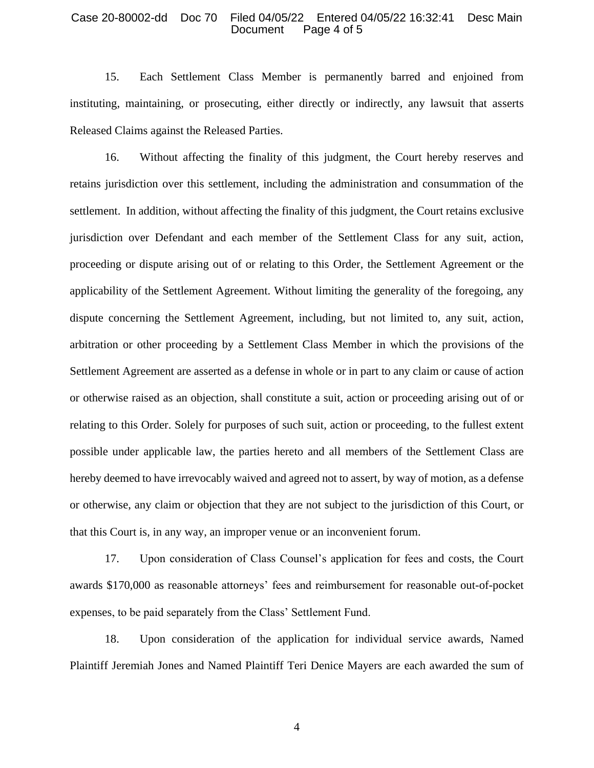15. Each Settlement Class Member is permanently barred and enjoined from instituting, maintaining, or prosecuting, either directly or indirectly, any lawsuit that asserts Released Claims against the Released Parties.

16. Without affecting the finality of this judgment, the Court hereby reserves and retains jurisdiction over this settlement, including the administration and consummation of the settlement. In addition, without affecting the finality of this judgment, the Court retains exclusive jurisdiction over Defendant and each member of the Settlement Class for any suit, action, proceeding or dispute arising out of or relating to this Order, the Settlement Agreement or the applicability of the Settlement Agreement. Without limiting the generality of the foregoing, any dispute concerning the Settlement Agreement, including, but not limited to, any suit, action, arbitration or other proceeding by a Settlement Class Member in which the provisions of the Settlement Agreement are asserted as a defense in whole or in part to any claim or cause of action or otherwise raised as an objection, shall constitute a suit, action or proceeding arising out of or relating to this Order. Solely for purposes of such suit, action or proceeding, to the fullest extent possible under applicable law, the parties hereto and all members of the Settlement Class are hereby deemed to have irrevocably waived and agreed not to assert, by way of motion, as a defense or otherwise, any claim or objection that they are not subject to the jurisdiction of this Court, or that this Court is, in any way, an improper venue or an inconvenient forum.

17. Upon consideration of Class Counsel's application for fees and costs, the Court awards $170,000 as reasonable attorneys' fees and reimbursement for reasonable out-of-pocket expenses, to be paid separately from the Class' Settlement Fund.

18. Upon consideration of the application for individual service awards, Named Plaintiff Jeremiah Jones and Named Plaintiff Teri Denice Mayers are each awarded the sum of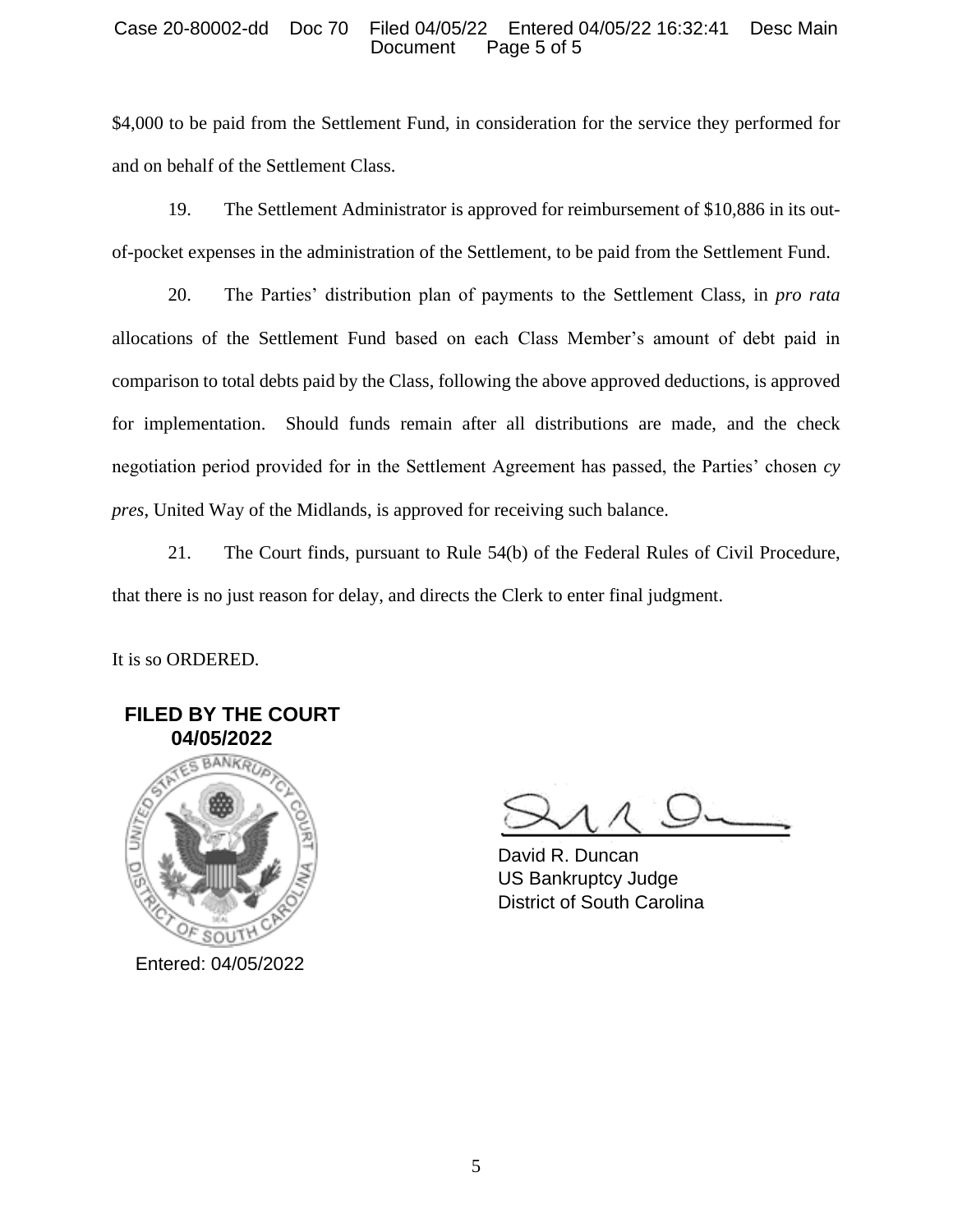$4,000 to be paid from the Settlement Fund, in consideration for the service they performed for and on behalf of the Settlement Class.

19. The Settlement Administrator is approved for reimbursement of $10,886 in its out-of-pocket expenses in the administration of the Settlement, to be paid from the Settlement Fund.

20. The Parties' distribution plan of payments to the Settlement Class, in *pro rata* allocations of the Settlement Fund based on each Class Member's amount of debt paid in comparison to total debts paid by the Class, following the above approved deductions, is approved for implementation. Should funds remain after all distributions are made, and the check negotiation period provided for in the Settlement Agreement has passed, the Parties' chosen *cy pres*, United Way of the Midlands, is approved for receiving such balance.

21. The Court finds, pursuant to Rule 54(b) of the Federal Rules of Civil Procedure, that there is no just reason for delay, and directs the Clerk to enter final judgment.

It is so ORDERED.

**FILED BY THE COURT**
**04/05/2022**

Entered: 04/05/2022

David R. Duncan
US Bankruptcy Judge
District of South Carolina